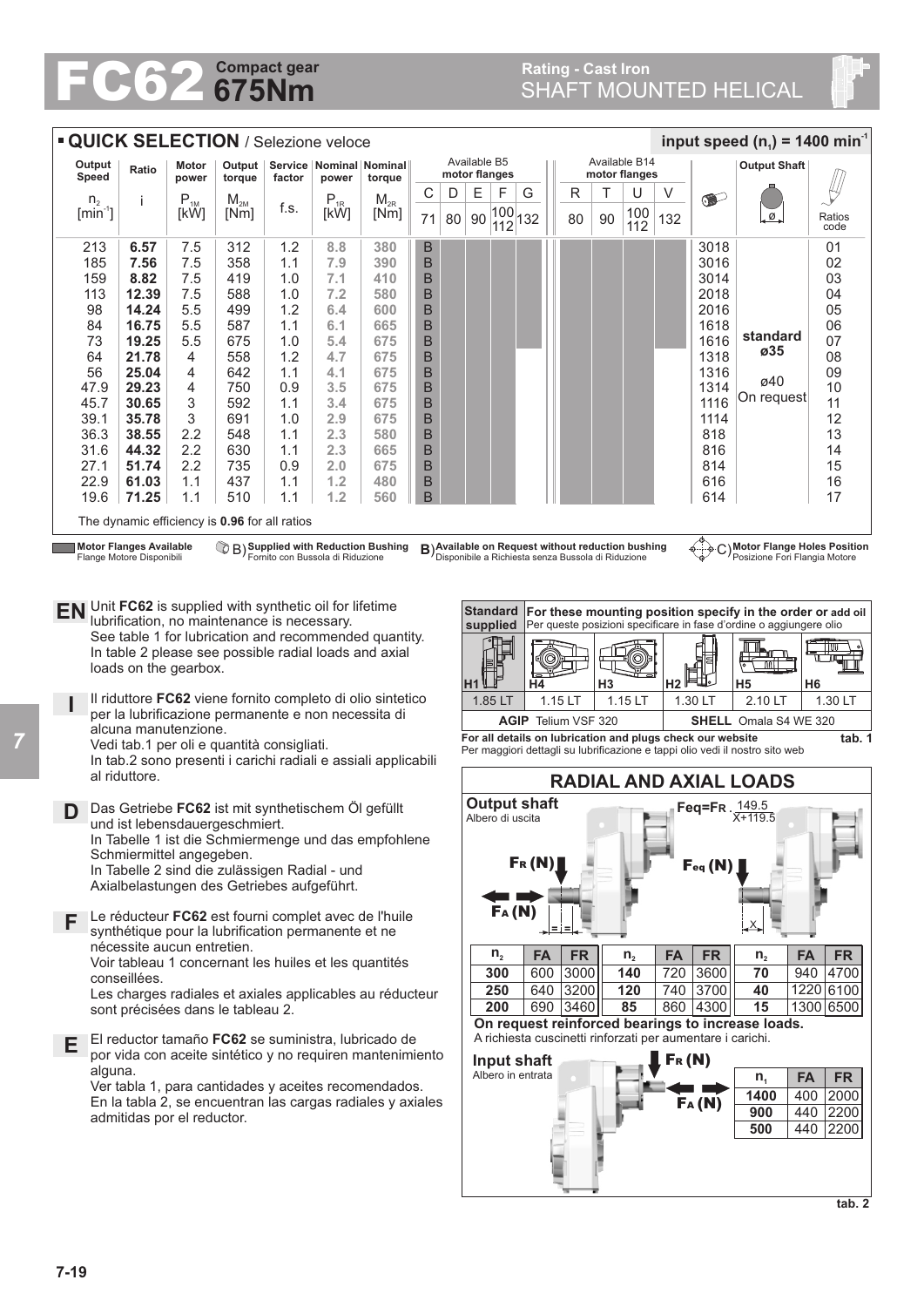# FC62 Compact gear 675Nm

## Rating - Cast Iron SHAFT MOUNTED HELICAL

## QUICK SELECTION / Selezione veloce

**input speed ($n_1$) = 1400 min$^{-1}$**

| Output Speed | Ratio | Motor power | Output torque | Service factor | Nominal power | Nominal torque | Available B5 motor flanges | | | | | Available B14 motor flanges | | | | | Output Shaft | Ratios code |
|---|---|---|---|---|---|---|---|---|---|---|---|---|---|---|---|---|---|---|
| $n_2$ [min$^{-1}$] | i | $P_{1M}$ [kW] | $M_{2M}$ [Nm] | f.s. | $P_{1R}$ [kW] | $M_{2R}$ [Nm] | C 71 | D 80 | E 90 | F 100/112 | G 132 | R 80 | T 90 | U 100/112 | V 132 | | ø | |
| 213 | **6.57** | 7.5 | 312 | 1.2 | **8.8** | **380** | B | | | | | | | | | 3018 | standard ø35 | 01 |
| 185 | **7.56** | 7.5 | 358 | 1.1 | **7.9** | **390** | B | | | | | | | | | 3016 | | 02 |
| 159 | **8.82** | 7.5 | 419 | 1.0 | **7.1** | **410** | B | | | | | | | | | 3014 | | 03 |
| 113 | **12.39** | 7.5 | 588 | 1.0 | **7.2** | **580** | B | | | | | | | | | 2018 | | 04 |
| 98 | **14.24** | 5.5 | 499 | 1.2 | **6.4** | **600** | B | | | | | | | | | 2016 | | 05 |
| 84 | **16.75** | 5.5 | 587 | 1.1 | **6.1** | **665** | B | | | | | | | | | 1618 | | 06 |
| 73 | **19.25** | 5.5 | 675 | 1.0 | **5.4** | **675** | B | | | | | | | | | 1616 | | 07 |
| 64 | **21.78** | 4 | 558 | 1.2 | **4.7** | **675** | B | | | | | | | | | 1318 | | 08 |
| 56 | **25.04** | 4 | 642 | 1.1 | **4.1** | **675** | B | | | | | | | | | 1316 | ø40 On request | 09 |
| 47.9 | **29.23** | 4 | 750 | 0.9 | **3.5** | **675** | B | | | | | | | | | 1314 | | 10 |
| 45.7 | **30.65** | 3 | 592 | 1.1 | **3.4** | **675** | B | | | | | | | | | 1116 | | 11 |
| 39.1 | **35.78** | 3 | 691 | 1.0 | **2.9** | **675** | B | | | | | | | | | 1114 | | 12 |
| 36.3 | **38.55** | 2.2 | 548 | 1.1 | **2.3** | **580** | B | | | | | | | | | 818 | | 13 |
| 31.6 | **44.32** | 2.2 | 630 | 1.1 | **2.3** | **665** | B | | | | | | | | | 816 | | 14 |
| 27.1 | **51.74** | 2.2 | 735 | 0.9 | **2.0** | **675** | B | | | | | | | | | 814 | | 15 |
| 22.9 | **61.03** | 1.1 | 437 | 1.1 | **1.2** | **480** | B | | | | | | | | | 616 | | 16 |
| 19.6 | **71.25** | 1.1 | 510 | 1.1 | **1.2** | **560** | B | | | | | | | | | 614 | | 17 |

The dynamic efficiency is **0.96** for all ratios

**Motor Flanges Available** Flange Motore Disponibili — B) **Supplied with Reduction Bushing** Fornito con Bussola di Riduzione — B) **Available on Request without reduction bushing** Disponibile a Richiesta senza Bussola di Riduzione — C) **Motor Flange Holes Position** Posizione Fori Flangia Motore

**EN** Unit **FC62** is supplied with synthetic oil for lifetime lubrification, no maintenance is necessary.
See table 1 for lubrication and recommended quantity.
In table 2 please see possible radial loads and axial loads on the gearbox.

**I** Il riduttore **FC62** viene fornito completo di olio sintetico per la lubrificazione permanente e non necessita di alcuna manutenzione.
Vedi tab.1 per oli e quantità consigliati.
In tab.2 sono presenti i carichi radiali e assiali applicabili al riduttore.

**D** Das Getriebe **FC62** ist mit synthetischem Öl gefüllt und ist lebensdauergeschmiert.
In Tabelle 1 ist die Schmiermenge und das empfohlene Schmiermittel angegeben.
In Tabelle 2 sind die zulässigen Radial - und Axialbelastungen des Getriebes aufgeführt.

**F** Le réducteur **FC62** est fourni complet avec de l'huile synthétique pour la lubrification permanente et ne nécessite aucun entretien.
Voir tableau 1 concernant les huiles et les quantités conseillées.
Les charges radiales et axiales applicables au réducteur sont précisées dans le tableau 2.

**E** El reductor tamaño **FC62** se suministra, lubricado de por vida con aceite sintético y no requiren mantenimiento alguna.
Ver tabla 1, para cantidades y aceites recomendados.
En la tabla 2, se encuentran las cargas radiales y axiales admitidas por el reductor.

| Standard supplied | For these mounting position specify in the order or add oil / Per queste posizioni specificare in fase d'ordine o aggiungere olio | | | | |
|---|---|---|---|---|---|
| H1 | H4 | H3 | H2 | H5 | H6 |
| 1.85 LT | 1.15 LT | 1.15 LT | 1.30 LT | 2.10 LT | 1.30 LT |
| **AGIP** Telium VSF 320 | | | **SHELL** Omala S4 WE 320 | | |

**For all details on lubrication and plugs check our website**
Per maggiori dettagli su lubrificazione e tappi olio vedi il nostro sito web

**tab. 1**

## RADIAL AND AXIAL LOADS

**Output shaft**
Albero di uscita

$$F_{eq}=F_R \cdot \frac{149.5}{X+119.5}$$

FR (N), FA (N), Feq (N)

| $n_2$ | FA | FR | $n_2$ | FA | FR | $n_2$ | FA | FR |
|---|---|---|---|---|---|---|---|---|
| **300** | 600 | 3000 | **140** | 720 | 3600 | **70** | 940 | 4700 |
| **250** | 640 | 3200 | **120** | 740 | 3700 | **40** | 1220 | 6100 |
| **200** | 690 | 3460 | **85** | 860 | 4300 | **15** | 1300 | 6500 |

**On request reinforced bearings to increase loads.**
A richiesta cuscinetti rinforzati per aumentare i carichi.

**Input shaft**
Albero in entrata

| $n_1$ | FA | FR |
|---|---|---|
| **1400** | 400 | 2000 |
| **900** | 440 | 2200 |
| **500** | 440 | 2200 |

**tab. 2**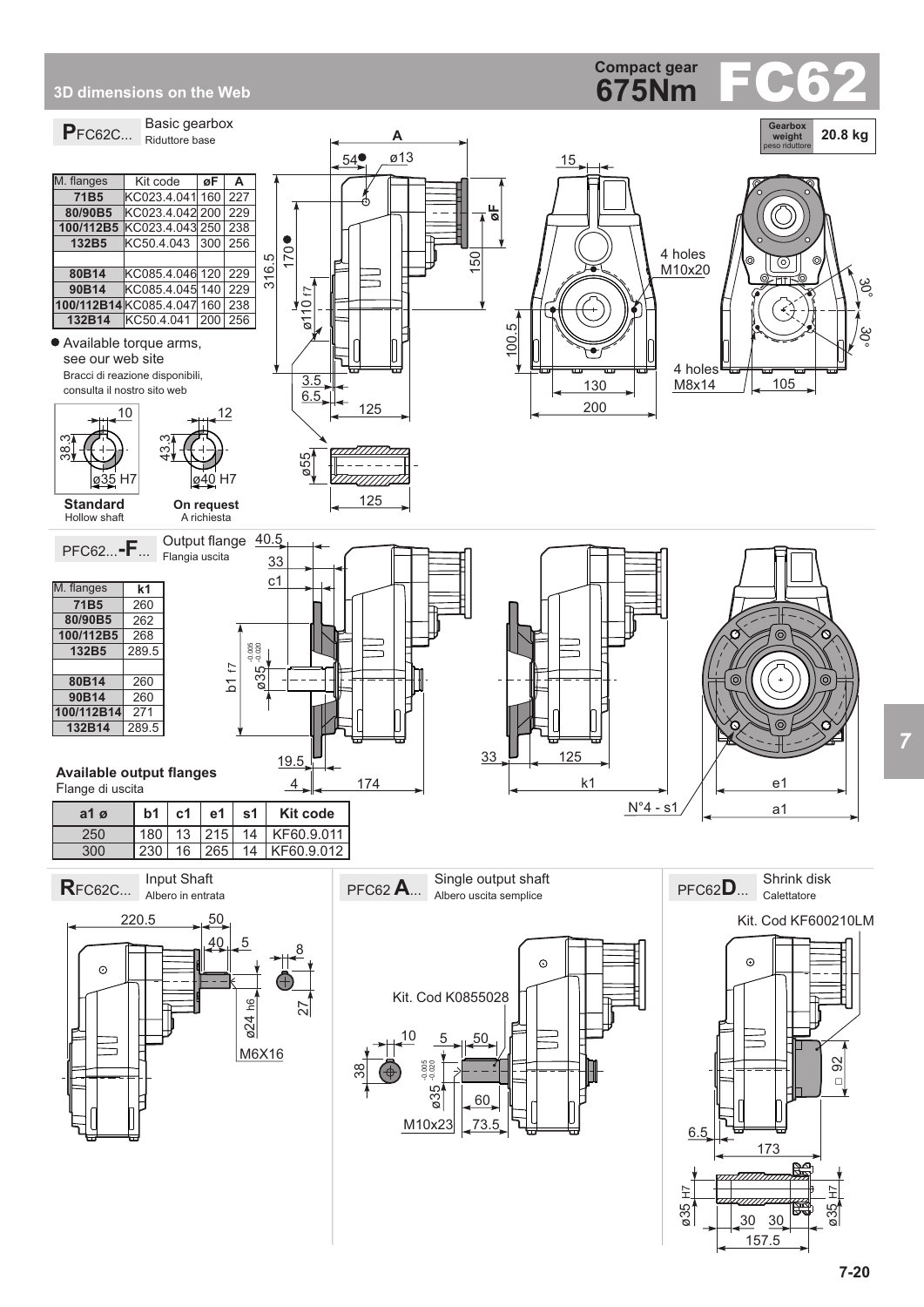3D dimensions on the Web

Compact gear
675Nm **FC62**

## PFC62C... Basic gearbox
Riduttore base

Gearbox weight / peso riduttore: **20.8 kg**

| M. flanges | Kit code | øF | A |
|---|---|---|---|
| 71B5 | KC023.4.041 | 160 | 227 |
| 80/90B5 | KC023.4.042 | 200 | 229 |
| 100/112B5 | KC023.4.043 | 250 | 238 |
| 132B5 | KC50.4.043 | 300 | 256 |
| | | | |
| 80B14 | KC085.4.046 | 120 | 229 |
| 90B14 | KC085.4.045 | 140 | 229 |
| 100/112B14 | KC085.4.047 | 160 | 238 |
| 132B14 | KC50.4.041 | 200 | 256 |

● Available torque arms, see our web site
Bracci di reazione disponibili, consulta il nostro sito web

A
54● ø13
15
316.5
170●
150
øF
ø110 f7
3.5
6.5
125
4 holes M10x20
100.5
130
200
4 holes M8x14
105
30°
30°
ø55
125

10
38.3
ø35 H7
**Standard**
Hollow shaft

12
43.3
ø40 H7
**On request**
A richiesta

## PFC62...-F... Output flange
Flangia uscita

| M. flanges | k1 |
|---|---|
| 71B5 | 260 |
| 80/90B5 | 262 |
| 100/112B5 | 268 |
| 132B5 | 289.5 |
| | |
| 80B14 | 260 |
| 90B14 | 260 |
| 100/112B14 | 271 |
| 132B14 | 289.5 |

40.5
33
c1
b1 f7
ø35 -0.005 -0.020
19.5
4
174
33
125
k1
N°4 - s1
e1
a1

**Available output flanges**
Flange di uscita

| a1 ø | b1 | c1 | e1 | s1 | Kit code |
|---|---|---|---|---|---|
| 250 | 180 | 13 | 215 | 14 | KF60.9.011 |
| 300 | 230 | 16 | 265 | 14 | KF60.9.012 |

## RFC62C... Input Shaft
Albero in entrata

220.5
50
40
5
8
ø24 h6
27
M6X16

## PFC62 A... Single output shaft
Albero uscita semplice

Kit. Cod K0855028
10
5
50
38
ø35 -0.005 -0.020
60
M10x23
73.5

## PFC62D... Shrink disk
Calettatore

Kit. Cod KF600210LM
□ 92
6.5
173
ø35 H7
ø35 H7
30
30
157.5

7